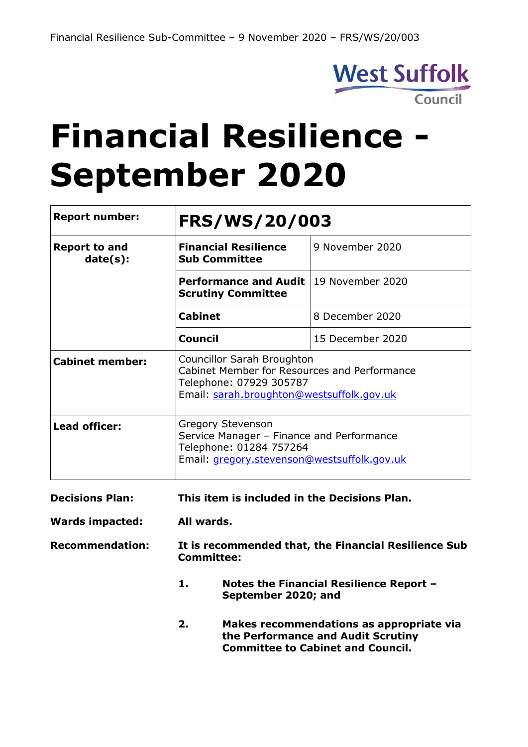# Financial Resilience - September 2020

| **Report number:** | **FRS/WS/20/003** | |
|---|---|---|
| **Report to and date(s):** | **Financial Resilience Sub Committee** | 9 November 2020 |
| | **Performance and Audit Scrutiny Committee** | 19 November 2020 |
| | **Cabinet** | 8 December 2020 |
| | **Council** | 15 December 2020 |
| **Cabinet member:** | Councillor Sarah Broughton<br>Cabinet Member for Resources and Performance<br>Telephone: 07929 305787<br>Email: sarah.broughton@westsuffolk.gov.uk | |
| **Lead officer:** | Gregory Stevenson<br>Service Manager – Finance and Performance<br>Telephone: 01284 757264<br>Email: gregory.stevenson@westsuffolk.gov.uk | |

**Decisions Plan:** **This item is included in the Decisions Plan.**

**Wards impacted:** **All wards.**

**Recommendation:** **It is recommended that, the Financial Resilience Sub Committee:**

1. **Notes the Financial Resilience Report – September 2020; and**
2. **Makes recommendations as appropriate via the Performance and Audit Scrutiny Committee to Cabinet and Council.**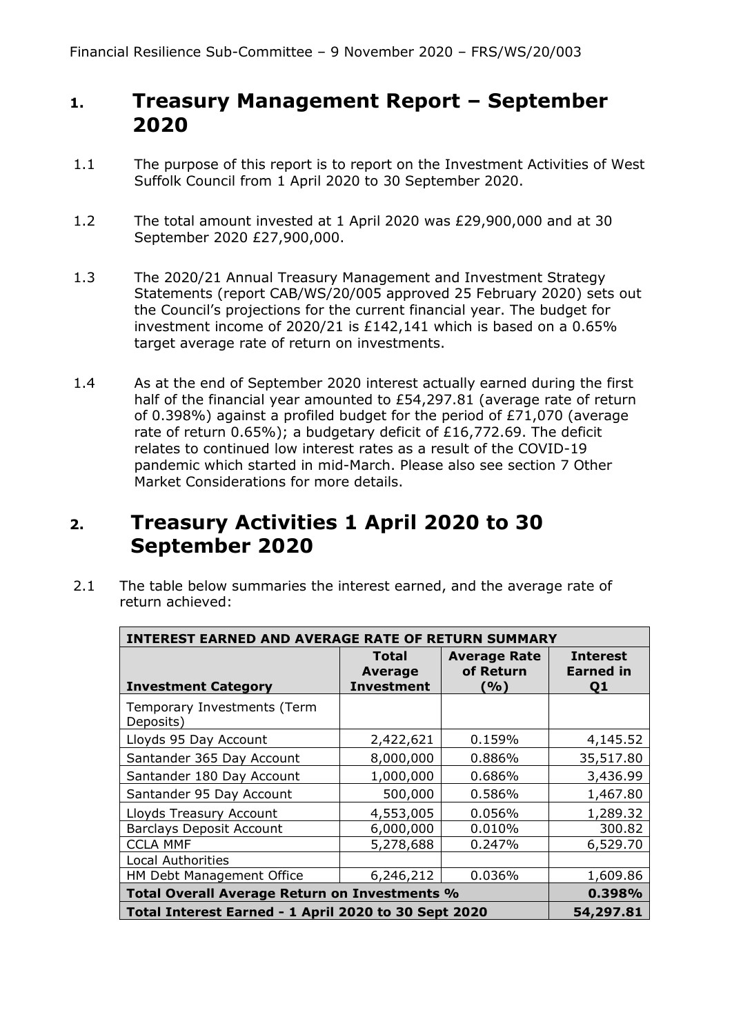# 1. Treasury Management Report – September 2020

1.1 The purpose of this report is to report on the Investment Activities of West Suffolk Council from 1 April 2020 to 30 September 2020.

1.2 The total amount invested at 1 April 2020 was £29,900,000 and at 30 September 2020 £27,900,000.

1.3 The 2020/21 Annual Treasury Management and Investment Strategy Statements (report CAB/WS/20/005 approved 25 February 2020) sets out the Council's projections for the current financial year. The budget for investment income of 2020/21 is £142,141 which is based on a 0.65% target average rate of return on investments.

1.4 As at the end of September 2020 interest actually earned during the first half of the financial year amounted to £54,297.81 (average rate of return of 0.398%) against a profiled budget for the period of £71,070 (average rate of return 0.65%); a budgetary deficit of £16,772.69. The deficit relates to continued low interest rates as a result of the COVID-19 pandemic which started in mid-March. Please also see section 7 Other Market Considerations for more details.

# 2. Treasury Activities 1 April 2020 to 30 September 2020

2.1 The table below summaries the interest earned, and the average rate of return achieved:

| INTEREST EARNED AND AVERAGE RATE OF RETURN SUMMARY | | | |
|---|---|---|---|
| **Investment Category** | **Total Average Investment** | **Average Rate of Return (%)** | **Interest Earned in Q1** |
| Temporary Investments (Term Deposits) | | | |
| Lloyds 95 Day Account | 2,422,621 | 0.159% | 4,145.52 |
| Santander 365 Day Account | 8,000,000 | 0.886% | 35,517.80 |
| Santander 180 Day Account | 1,000,000 | 0.686% | 3,436.99 |
| Santander 95 Day Account | 500,000 | 0.586% | 1,467.80 |
| Lloyds Treasury Account | 4,553,005 | 0.056% | 1,289.32 |
| Barclays Deposit Account | 6,000,000 | 0.010% | 300.82 |
| CCLA MMF | 5,278,688 | 0.247% | 6,529.70 |
| Local Authorities | | | |
| HM Debt Management Office | 6,246,212 | 0.036% | 1,609.86 |
| **Total Overall Average Return on Investments %** | | | **0.398%** |
| **Total Interest Earned - 1 April 2020 to 30 Sept 2020** | | | **54,297.81** |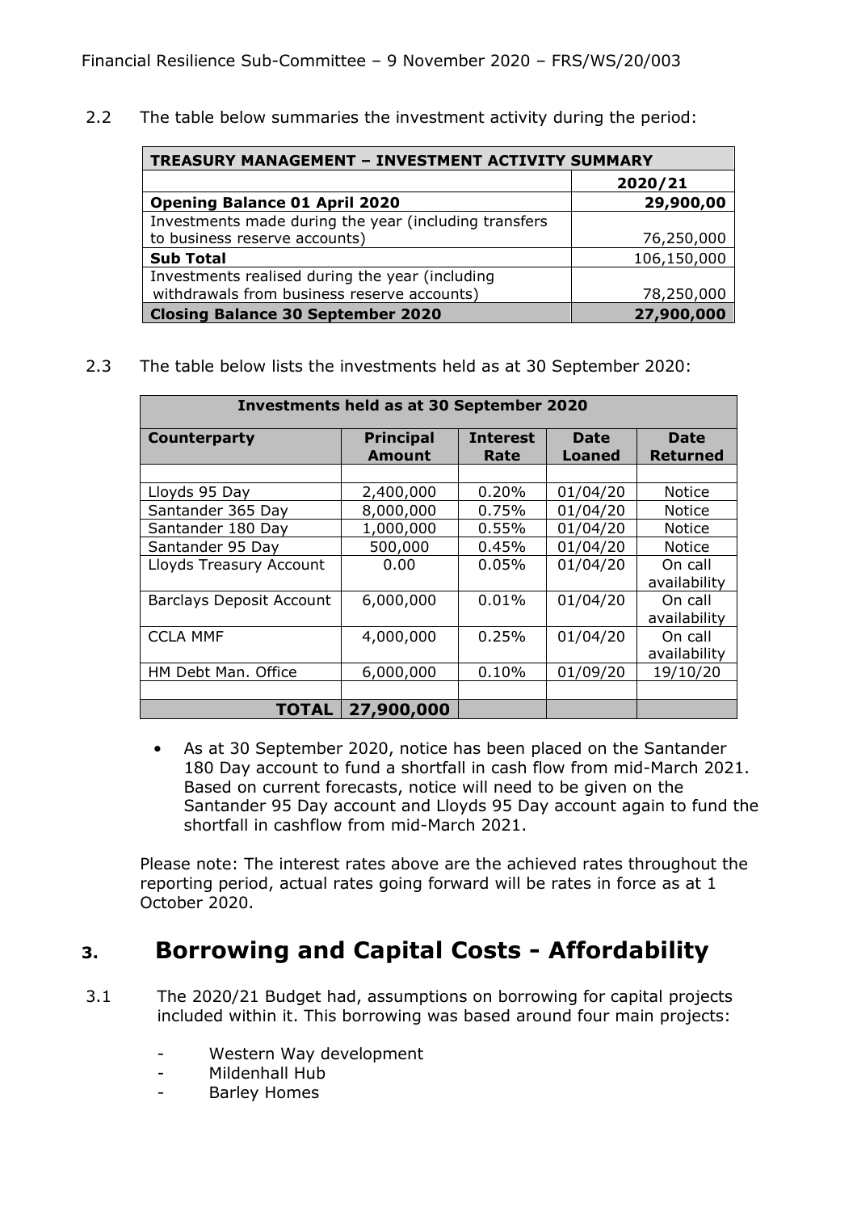2.2 The table below summaries the investment activity during the period:

| TREASURY MANAGEMENT – INVESTMENT ACTIVITY SUMMARY | |
|---|---|
| | **2020/21** |
| **Opening Balance 01 April 2020** | **29,900,00** |
| Investments made during the year (including transfers to business reserve accounts) | 76,250,000 |
| **Sub Total** | 106,150,000 |
| Investments realised during the year (including withdrawals from business reserve accounts) | 78,250,000 |
| **Closing Balance 30 September 2020** | **27,900,000** |

2.3 The table below lists the investments held as at 30 September 2020:

| Investments held as at 30 September 2020 | | | | |
|---|---|---|---|---|
| **Counterparty** | **Principal Amount** | **Interest Rate** | **Date Loaned** | **Date Returned** |
| | | | | |
| Lloyds 95 Day | 2,400,000 | 0.20% | 01/04/20 | Notice |
| Santander 365 Day | 8,000,000 | 0.75% | 01/04/20 | Notice |
| Santander 180 Day | 1,000,000 | 0.55% | 01/04/20 | Notice |
| Santander 95 Day | 500,000 | 0.45% | 01/04/20 | Notice |
| Lloyds Treasury Account | 0.00 | 0.05% | 01/04/20 | On call availability |
| Barclays Deposit Account | 6,000,000 | 0.01% | 01/04/20 | On call availability |
| CCLA MMF | 4,000,000 | 0.25% | 01/04/20 | On call availability |
| HM Debt Man. Office | 6,000,000 | 0.10% | 01/09/20 | 19/10/20 |
| | | | | |
| **TOTAL** | **27,900,000** | | | |

- As at 30 September 2020, notice has been placed on the Santander 180 Day account to fund a shortfall in cash flow from mid-March 2021. Based on current forecasts, notice will need to be given on the Santander 95 Day account and Lloyds 95 Day account again to fund the shortfall in cashflow from mid-March 2021.

Please note: The interest rates above are the achieved rates throughout the reporting period, actual rates going forward will be rates in force as at 1 October 2020.

## 3. Borrowing and Capital Costs - Affordability

3.1 The 2020/21 Budget had, assumptions on borrowing for capital projects included within it. This borrowing was based around four main projects:

- Western Way development
- Mildenhall Hub
- Barley Homes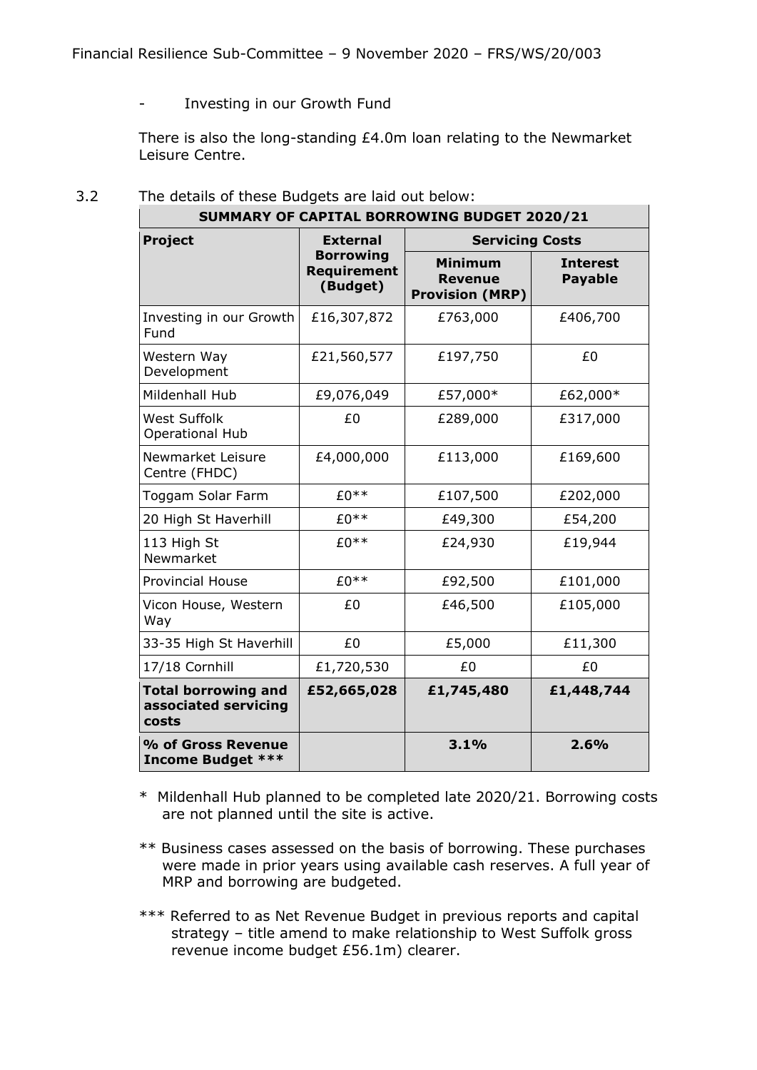- Investing in our Growth Fund

There is also the long-standing £4.0m loan relating to the Newmarket Leisure Centre.

3.2 The details of these Budgets are laid out below:

| SUMMARY OF CAPITAL BORROWING BUDGET 2020/21 | | | |
|---|---|---|---|
| **Project** | **External Borrowing Requirement (Budget)** | **Servicing Costs** | |
| | | **Minimum Revenue Provision (MRP)** | **Interest Payable** |
| Investing in our Growth Fund | £16,307,872 | £763,000 | £406,700 |
| Western Way Development | £21,560,577 | £197,750 | £0 |
| Mildenhall Hub | £9,076,049 | £57,000* | £62,000* |
| West Suffolk Operational Hub | £0 | £289,000 | £317,000 |
| Newmarket Leisure Centre (FHDC) | £4,000,000 | £113,000 | £169,600 |
| Toggam Solar Farm | £0** | £107,500 | £202,000 |
| 20 High St Haverhill | £0** | £49,300 | £54,200 |
| 113 High St Newmarket | £0** | £24,930 | £19,944 |
| Provincial House | £0** | £92,500 | £101,000 |
| Vicon House, Western Way | £0 | £46,500 | £105,000 |
| 33-35 High St Haverhill | £0 | £5,000 | £11,300 |
| 17/18 Cornhill | £1,720,530 | £0 | £0 |
| **Total borrowing and associated servicing costs** | **£52,665,028** | **£1,745,480** | **£1,448,744** |
| **% of Gross Revenue Income Budget *** ** | | **3.1%** | **2.6%** |

\* Mildenhall Hub planned to be completed late 2020/21. Borrowing costs are not planned until the site is active.

** Business cases assessed on the basis of borrowing. These purchases were made in prior years using available cash reserves. A full year of MRP and borrowing are budgeted.

*** Referred to as Net Revenue Budget in previous reports and capital strategy – title amend to make relationship to West Suffolk gross revenue income budget £56.1m) clearer.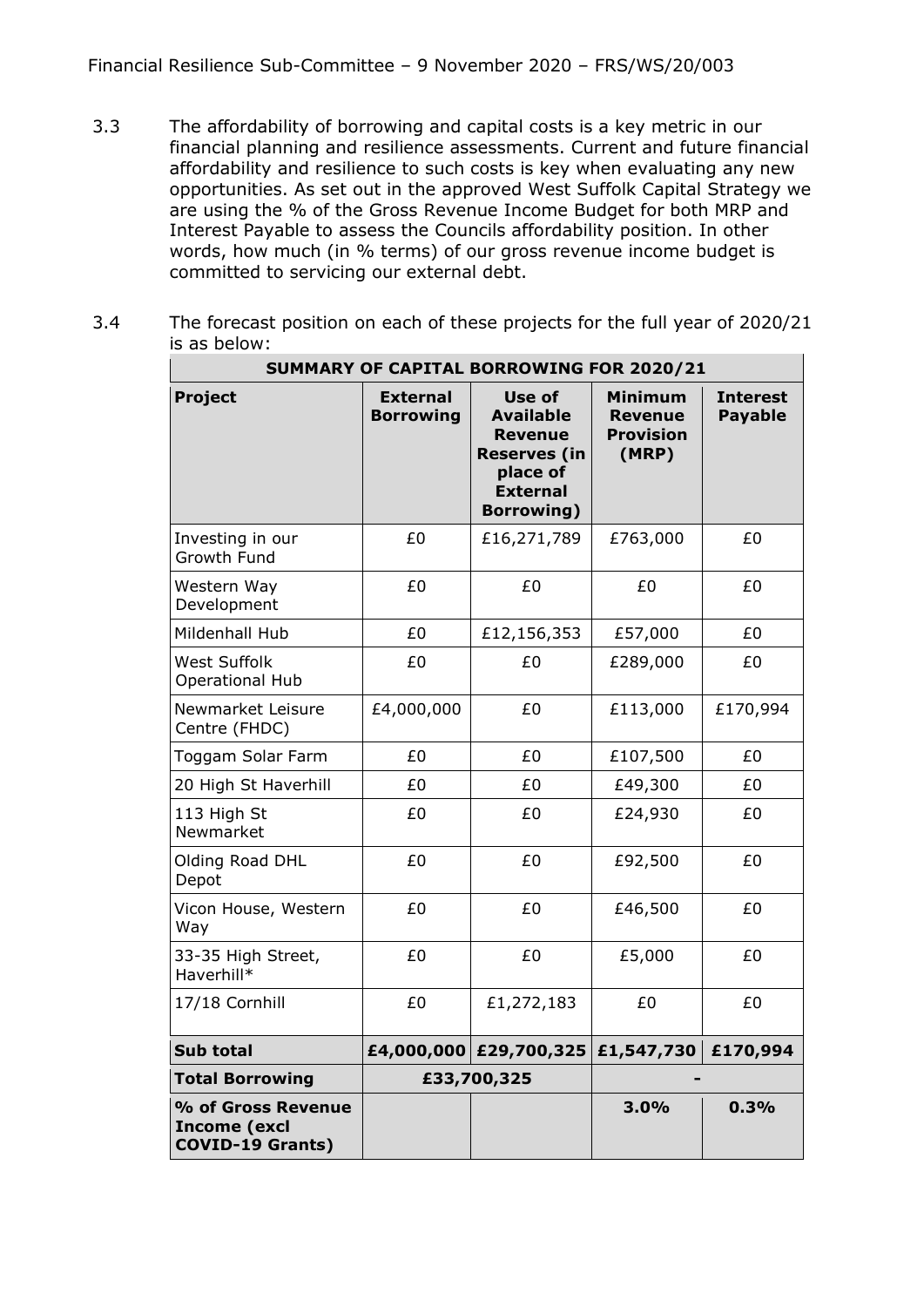3.3 The affordability of borrowing and capital costs is a key metric in our financial planning and resilience assessments. Current and future financial affordability and resilience to such costs is key when evaluating any new opportunities. As set out in the approved West Suffolk Capital Strategy we are using the % of the Gross Revenue Income Budget for both MRP and Interest Payable to assess the Councils affordability position. In other words, how much (in % terms) of our gross revenue income budget is committed to servicing our external debt.

3.4 The forecast position on each of these projects for the full year of 2020/21 is as below:

| **SUMMARY OF CAPITAL BORROWING FOR 2020/21** | | | | |
|---|---|---|---|---|
| **Project** | **External Borrowing** | **Use of Available Revenue Reserves (in place of External Borrowing)** | **Minimum Revenue Provision (MRP)** | **Interest Payable** |
| Investing in our Growth Fund | £0 | £16,271,789 | £763,000 | £0 |
| Western Way Development | £0 | £0 | £0 | £0 |
| Mildenhall Hub | £0 | £12,156,353 | £57,000 | £0 |
| West Suffolk Operational Hub | £0 | £0 | £289,000 | £0 |
| Newmarket Leisure Centre (FHDC) | £4,000,000 | £0 | £113,000 | £170,994 |
| Toggam Solar Farm | £0 | £0 | £107,500 | £0 |
| 20 High St Haverhill | £0 | £0 | £49,300 | £0 |
| 113 High St Newmarket | £0 | £0 | £24,930 | £0 |
| Olding Road DHL Depot | £0 | £0 | £92,500 | £0 |
| Vicon House, Western Way | £0 | £0 | £46,500 | £0 |
| 33-35 High Street, Haverhill* | £0 | £0 | £5,000 | £0 |
| 17/18 Cornhill | £0 | £1,272,183 | £0 | £0 |
| **Sub total** | **£4,000,000** | **£29,700,325** | **£1,547,730** | **£170,994** |
| **Total Borrowing** | **£33,700,325** | | **-** | |
| **% of Gross Revenue Income (excl COVID-19 Grants)** | | | **3.0%** | **0.3%** |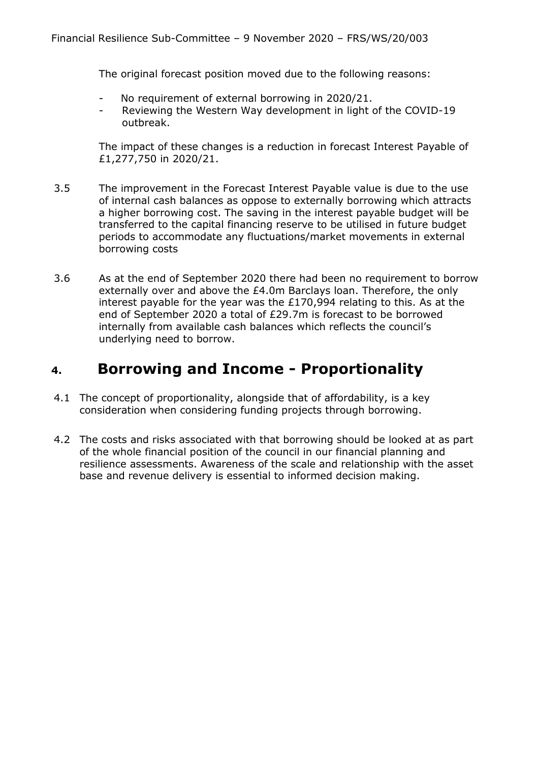The original forecast position moved due to the following reasons:

- No requirement of external borrowing in 2020/21.
- Reviewing the Western Way development in light of the COVID-19 outbreak.

The impact of these changes is a reduction in forecast Interest Payable of £1,277,750 in 2020/21.

3.5 The improvement in the Forecast Interest Payable value is due to the use of internal cash balances as oppose to externally borrowing which attracts a higher borrowing cost. The saving in the interest payable budget will be transferred to the capital financing reserve to be utilised in future budget periods to accommodate any fluctuations/market movements in external borrowing costs

3.6 As at the end of September 2020 there had been no requirement to borrow externally over and above the £4.0m Barclays loan. Therefore, the only interest payable for the year was the £170,994 relating to this. As at the end of September 2020 a total of £29.7m is forecast to be borrowed internally from available cash balances which reflects the council's underlying need to borrow.

## 4. Borrowing and Income - Proportionality

4.1 The concept of proportionality, alongside that of affordability, is a key consideration when considering funding projects through borrowing.

4.2 The costs and risks associated with that borrowing should be looked at as part of the whole financial position of the council in our financial planning and resilience assessments. Awareness of the scale and relationship with the asset base and revenue delivery is essential to informed decision making.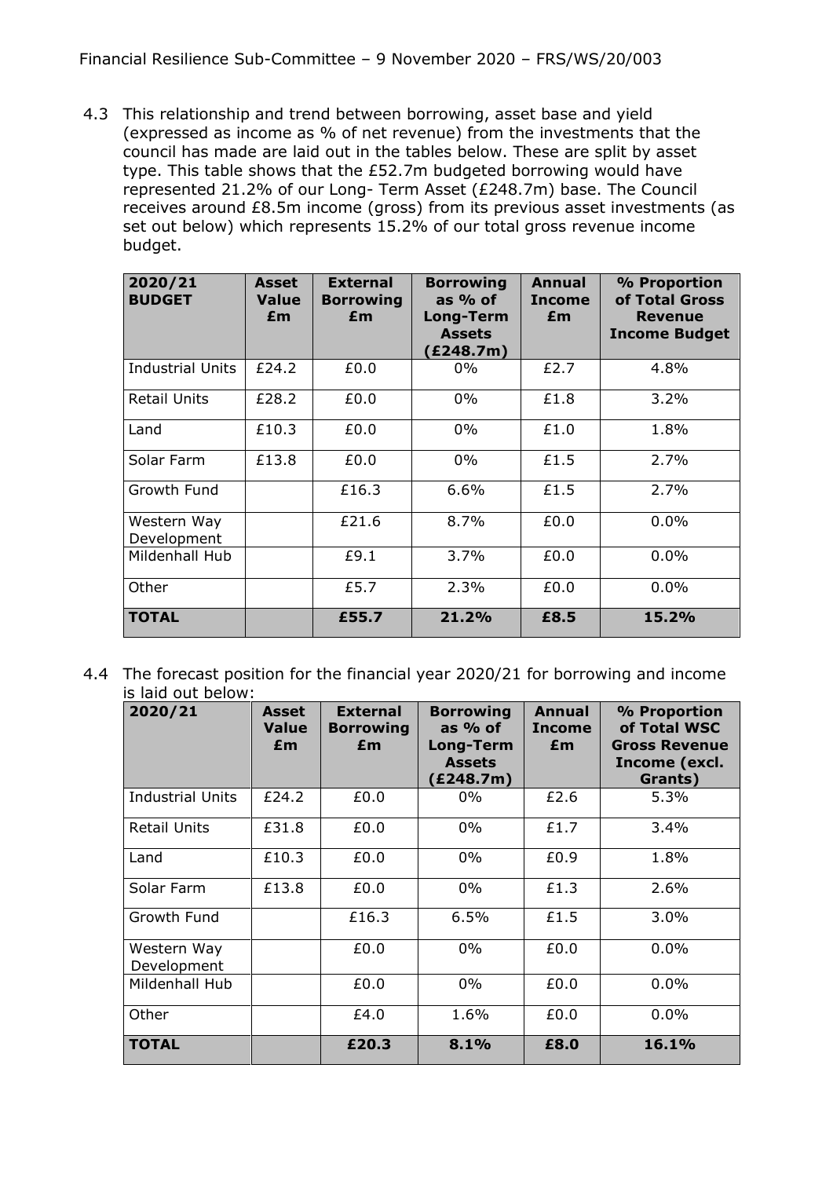4.3 This relationship and trend between borrowing, asset base and yield (expressed as income as % of net revenue) from the investments that the council has made are laid out in the tables below. These are split by asset type. This table shows that the £52.7m budgeted borrowing would have represented 21.2% of our Long- Term Asset (£248.7m) base. The Council receives around £8.5m income (gross) from its previous asset investments (as set out below) which represents 15.2% of our total gross revenue income budget.

| 2020/21 BUDGET | Asset Value £m | External Borrowing £m | Borrowing as % of Long-Term Assets (£248.7m) | Annual Income £m | % Proportion of Total Gross Revenue Income Budget |
|---|---|---|---|---|---|
| Industrial Units | £24.2 | £0.0 | 0% | £2.7 | 4.8% |
| Retail Units | £28.2 | £0.0 | 0% | £1.8 | 3.2% |
| Land | £10.3 | £0.0 | 0% | £1.0 | 1.8% |
| Solar Farm | £13.8 | £0.0 | 0% | £1.5 | 2.7% |
| Growth Fund | | £16.3 | 6.6% | £1.5 | 2.7% |
| Western Way Development | | £21.6 | 8.7% | £0.0 | 0.0% |
| Mildenhall Hub | | £9.1 | 3.7% | £0.0 | 0.0% |
| Other | | £5.7 | 2.3% | £0.0 | 0.0% |
| **TOTAL** | | **£55.7** | **21.2%** | **£8.5** | **15.2%** |

4.4 The forecast position for the financial year 2020/21 for borrowing and income is laid out below:

| 2020/21 | Asset Value £m | External Borrowing £m | Borrowing as % of Long-Term Assets (£248.7m) | Annual Income £m | % Proportion of Total WSC Gross Revenue Income (excl. Grants) |
|---|---|---|---|---|---|
| Industrial Units | £24.2 | £0.0 | 0% | £2.6 | 5.3% |
| Retail Units | £31.8 | £0.0 | 0% | £1.7 | 3.4% |
| Land | £10.3 | £0.0 | 0% | £0.9 | 1.8% |
| Solar Farm | £13.8 | £0.0 | 0% | £1.3 | 2.6% |
| Growth Fund | | £16.3 | 6.5% | £1.5 | 3.0% |
| Western Way Development | | £0.0 | 0% | £0.0 | 0.0% |
| Mildenhall Hub | | £0.0 | 0% | £0.0 | 0.0% |
| Other | | £4.0 | 1.6% | £0.0 | 0.0% |
| **TOTAL** | | **£20.3** | **8.1%** | **£8.0** | **16.1%** |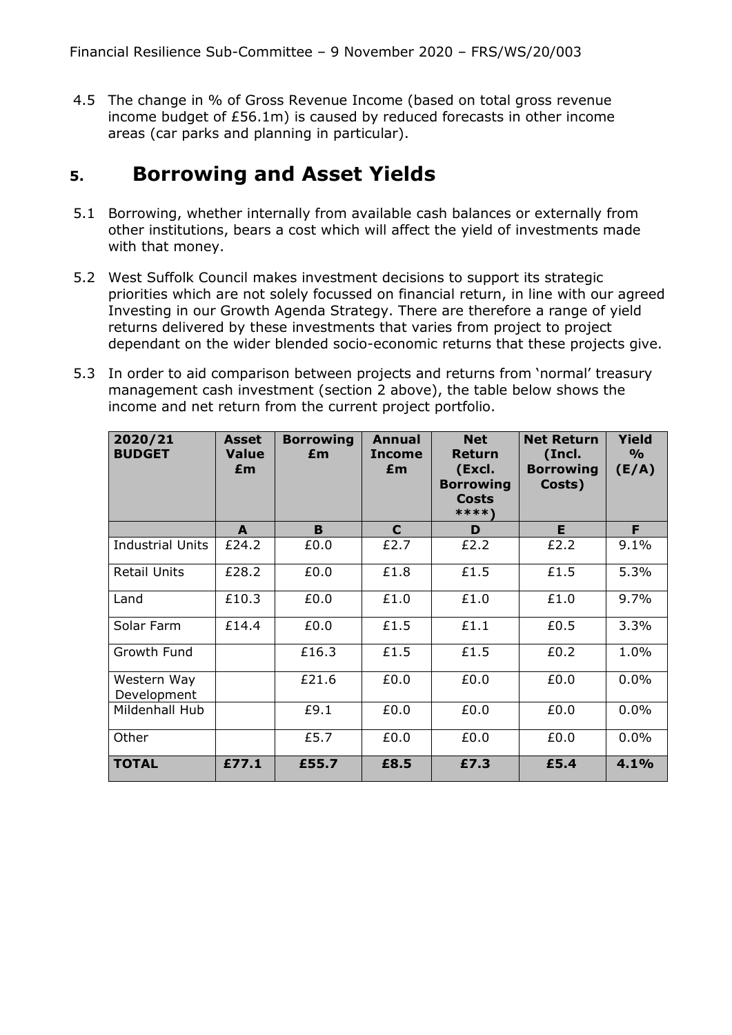4.5 The change in % of Gross Revenue Income (based on total gross revenue income budget of £56.1m) is caused by reduced forecasts in other income areas (car parks and planning in particular).

## 5. Borrowing and Asset Yields

5.1 Borrowing, whether internally from available cash balances or externally from other institutions, bears a cost which will affect the yield of investments made with that money.

5.2 West Suffolk Council makes investment decisions to support its strategic priorities which are not solely focussed on financial return, in line with our agreed Investing in our Growth Agenda Strategy. There are therefore a range of yield returns delivered by these investments that varies from project to project dependant on the wider blended socio-economic returns that these projects give.

5.3 In order to aid comparison between projects and returns from 'normal' treasury management cash investment (section 2 above), the table below shows the income and net return from the current project portfolio.

| 2020/21 BUDGET | Asset Value £m | Borrowing £m | Annual Income £m | Net Return (Excl. Borrowing Costs ****) | Net Return (Incl. Borrowing Costs) | Yield % (E/A) |
|---|---|---|---|---|---|---|
| | **A** | **B** | **C** | **D** | **E** | **F** |
| Industrial Units | £24.2 | £0.0 | £2.7 | £2.2 | £2.2 | 9.1% |
| Retail Units | £28.2 | £0.0 | £1.8 | £1.5 | £1.5 | 5.3% |
| Land | £10.3 | £0.0 | £1.0 | £1.0 | £1.0 | 9.7% |
| Solar Farm | £14.4 | £0.0 | £1.5 | £1.1 | £0.5 | 3.3% |
| Growth Fund | | £16.3 | £1.5 | £1.5 | £0.2 | 1.0% |
| Western Way Development | | £21.6 | £0.0 | £0.0 | £0.0 | 0.0% |
| Mildenhall Hub | | £9.1 | £0.0 | £0.0 | £0.0 | 0.0% |
| Other | | £5.7 | £0.0 | £0.0 | £0.0 | 0.0% |
| **TOTAL** | **£77.1** | **£55.7** | **£8.5** | **£7.3** | **£5.4** | **4.1%** |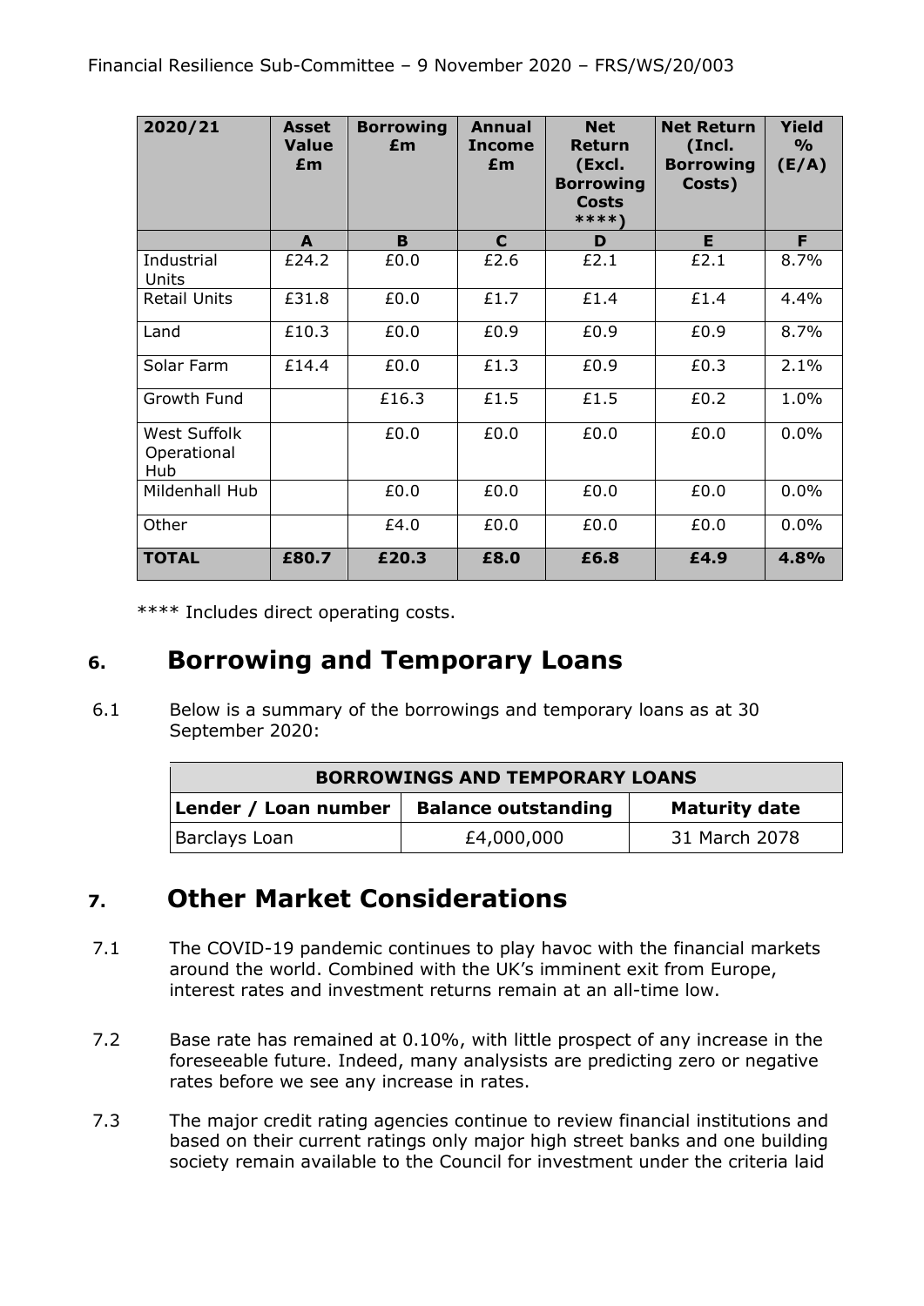| 2020/21 | Asset Value £m | Borrowing £m | Annual Income £m | Net Return (Excl. Borrowing Costs ****) | Net Return (Incl. Borrowing Costs) | Yield % (E/A) |
|---|---|---|---|---|---|---|
| | A | B | C | D | E | F |
| Industrial Units | £24.2 | £0.0 | £2.6 | £2.1 | £2.1 | 8.7% |
| Retail Units | £31.8 | £0.0 | £1.7 | £1.4 | £1.4 | 4.4% |
| Land | £10.3 | £0.0 | £0.9 | £0.9 | £0.9 | 8.7% |
| Solar Farm | £14.4 | £0.0 | £1.3 | £0.9 | £0.3 | 2.1% |
| Growth Fund | | £16.3 | £1.5 | £1.5 | £0.2 | 1.0% |
| West Suffolk Operational Hub | | £0.0 | £0.0 | £0.0 | £0.0 | 0.0% |
| Mildenhall Hub | | £0.0 | £0.0 | £0.0 | £0.0 | 0.0% |
| Other | | £4.0 | £0.0 | £0.0 | £0.0 | 0.0% |
| **TOTAL** | **£80.7** | **£20.3** | **£8.0** | **£6.8** | **£4.9** | **4.8%** |

**** Includes direct operating costs.

## 6. Borrowing and Temporary Loans

6.1 Below is a summary of the borrowings and temporary loans as at 30 September 2020:

| BORROWINGS AND TEMPORARY LOANS | | |
|---|---|---|
| **Lender / Loan number** | **Balance outstanding** | **Maturity date** |
| Barclays Loan | £4,000,000 | 31 March 2078 |

## 7. Other Market Considerations

7.1 The COVID-19 pandemic continues to play havoc with the financial markets around the world. Combined with the UK's imminent exit from Europe, interest rates and investment returns remain at an all-time low.

7.2 Base rate has remained at 0.10%, with little prospect of any increase in the foreseeable future. Indeed, many analysists are predicting zero or negative rates before we see any increase in rates.

7.3 The major credit rating agencies continue to review financial institutions and based on their current ratings only major high street banks and one building society remain available to the Council for investment under the criteria laid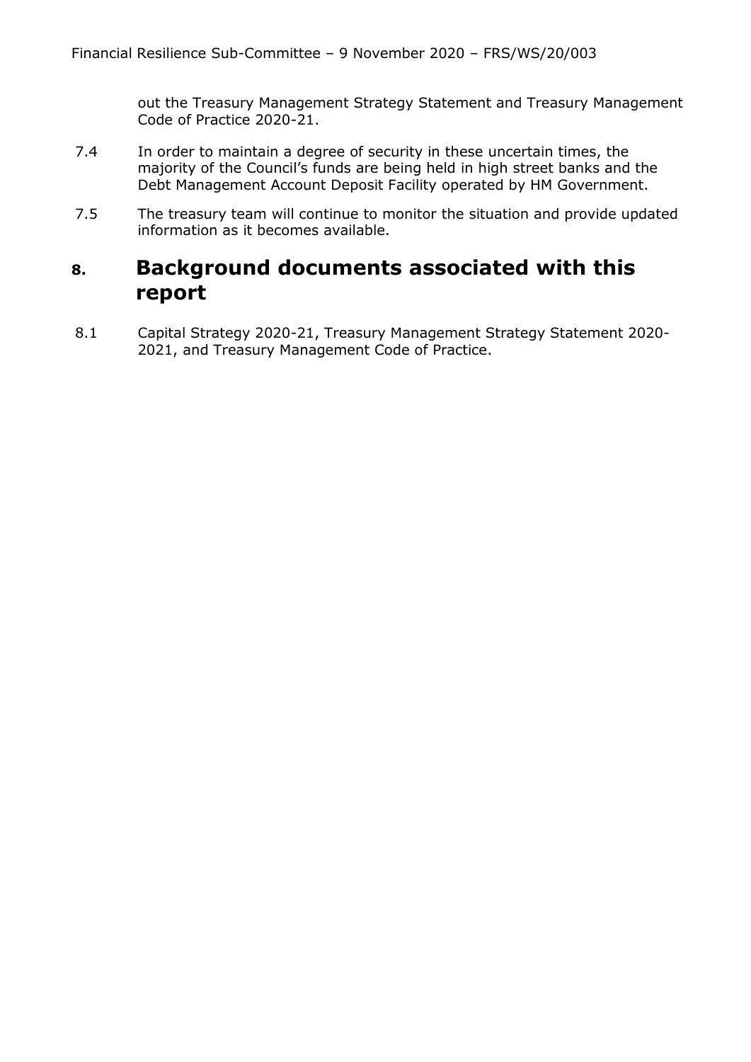out the Treasury Management Strategy Statement and Treasury Management Code of Practice 2020-21.

7.4 In order to maintain a degree of security in these uncertain times, the majority of the Council's funds are being held in high street banks and the Debt Management Account Deposit Facility operated by HM Government.

7.5 The treasury team will continue to monitor the situation and provide updated information as it becomes available.

## 8. Background documents associated with this report

8.1 Capital Strategy 2020-21, Treasury Management Strategy Statement 2020-2021, and Treasury Management Code of Practice.